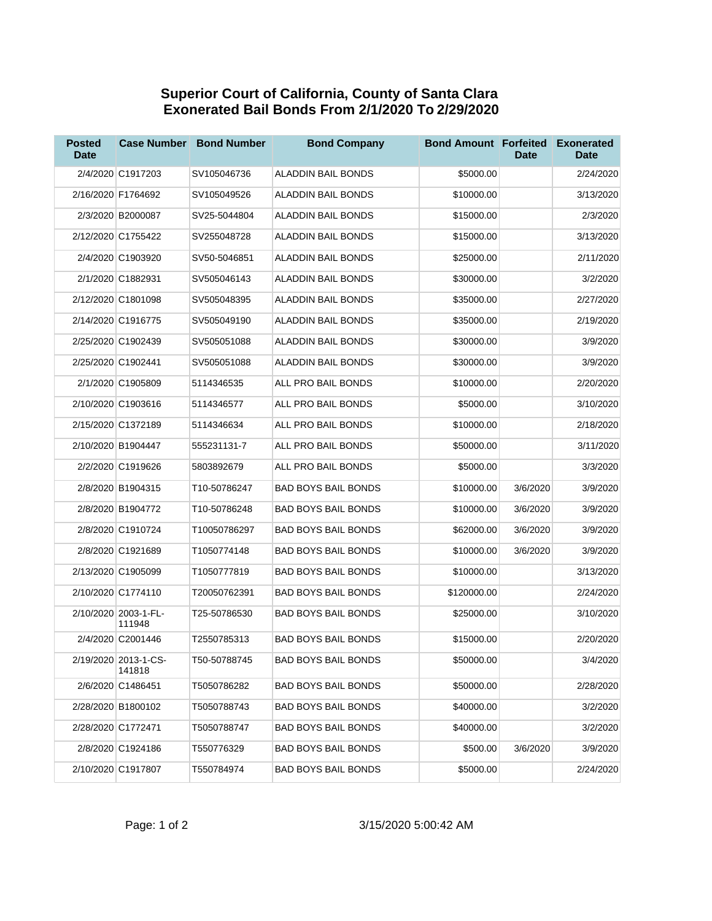## Superior Court of California, County of Santa Clara
## Exonerated Bail Bonds From 2/1/2020 To 2/29/2020

| Posted Date | Case Number | Bond Number | Bond Company | Bond Amount | Forfeited Date | Exonerated Date |
|---|---|---|---|---|---|---|
| 2/4/2020 | C1917203 | SV105046736 | ALADDIN BAIL BONDS | $5000.00 | | 2/24/2020 |
| 2/16/2020 | F1764692 | SV105049526 | ALADDIN BAIL BONDS | $10000.00 | | 3/13/2020 |
| 2/3/2020 | B2000087 | SV25-5044804 | ALADDIN BAIL BONDS | $15000.00 | | 2/3/2020 |
| 2/12/2020 | C1755422 | SV255048728 | ALADDIN BAIL BONDS | $15000.00 | | 3/13/2020 |
| 2/4/2020 | C1903920 | SV50-5046851 | ALADDIN BAIL BONDS | $25000.00 | | 2/11/2020 |
| 2/1/2020 | C1882931 | SV505046143 | ALADDIN BAIL BONDS | $30000.00 | | 3/2/2020 |
| 2/12/2020 | C1801098 | SV505048395 | ALADDIN BAIL BONDS | $35000.00 | | 2/27/2020 |
| 2/14/2020 | C1916775 | SV505049190 | ALADDIN BAIL BONDS | $35000.00 | | 2/19/2020 |
| 2/25/2020 | C1902439 | SV505051088 | ALADDIN BAIL BONDS | $30000.00 | | 3/9/2020 |
| 2/25/2020 | C1902441 | SV505051088 | ALADDIN BAIL BONDS | $30000.00 | | 3/9/2020 |
| 2/1/2020 | C1905809 | 5114346535 | ALL PRO BAIL BONDS | $10000.00 | | 2/20/2020 |
| 2/10/2020 | C1903616 | 5114346577 | ALL PRO BAIL BONDS | $5000.00 | | 3/10/2020 |
| 2/15/2020 | C1372189 | 5114346634 | ALL PRO BAIL BONDS | $10000.00 | | 2/18/2020 |
| 2/10/2020 | B1904447 | 555231131-7 | ALL PRO BAIL BONDS | $50000.00 | | 3/11/2020 |
| 2/2/2020 | C1919626 | 5803892679 | ALL PRO BAIL BONDS | $5000.00 | | 3/3/2020 |
| 2/8/2020 | B1904315 | T10-50786247 | BAD BOYS BAIL BONDS | $10000.00 | 3/6/2020 | 3/9/2020 |
| 2/8/2020 | B1904772 | T10-50786248 | BAD BOYS BAIL BONDS | $10000.00 | 3/6/2020 | 3/9/2020 |
| 2/8/2020 | C1910724 | T10050786297 | BAD BOYS BAIL BONDS | $62000.00 | 3/6/2020 | 3/9/2020 |
| 2/8/2020 | C1921689 | T1050774148 | BAD BOYS BAIL BONDS | $10000.00 | 3/6/2020 | 3/9/2020 |
| 2/13/2020 | C1905099 | T1050777819 | BAD BOYS BAIL BONDS | $10000.00 | | 3/13/2020 |
| 2/10/2020 | C1774110 | T20050762391 | BAD BOYS BAIL BONDS | $120000.00 | | 2/24/2020 |
| 2/10/2020 | 2003-1-FL-111948 | T25-50786530 | BAD BOYS BAIL BONDS | $25000.00 | | 3/10/2020 |
| 2/4/2020 | C2001446 | T2550785313 | BAD BOYS BAIL BONDS | $15000.00 | | 2/20/2020 |
| 2/19/2020 | 2013-1-CS-141818 | T50-50788745 | BAD BOYS BAIL BONDS | $50000.00 | | 3/4/2020 |
| 2/6/2020 | C1486451 | T5050786282 | BAD BOYS BAIL BONDS | $50000.00 | | 2/28/2020 |
| 2/28/2020 | B1800102 | T5050788743 | BAD BOYS BAIL BONDS | $40000.00 | | 3/2/2020 |
| 2/28/2020 | C1772471 | T5050788747 | BAD BOYS BAIL BONDS | $40000.00 | | 3/2/2020 |
| 2/8/2020 | C1924186 | T550776329 | BAD BOYS BAIL BONDS | $500.00 | 3/6/2020 | 3/9/2020 |
| 2/10/2020 | C1917807 | T550784974 | BAD BOYS BAIL BONDS | $5000.00 | | 2/24/2020 |

3/15/2020 5:00:42 AM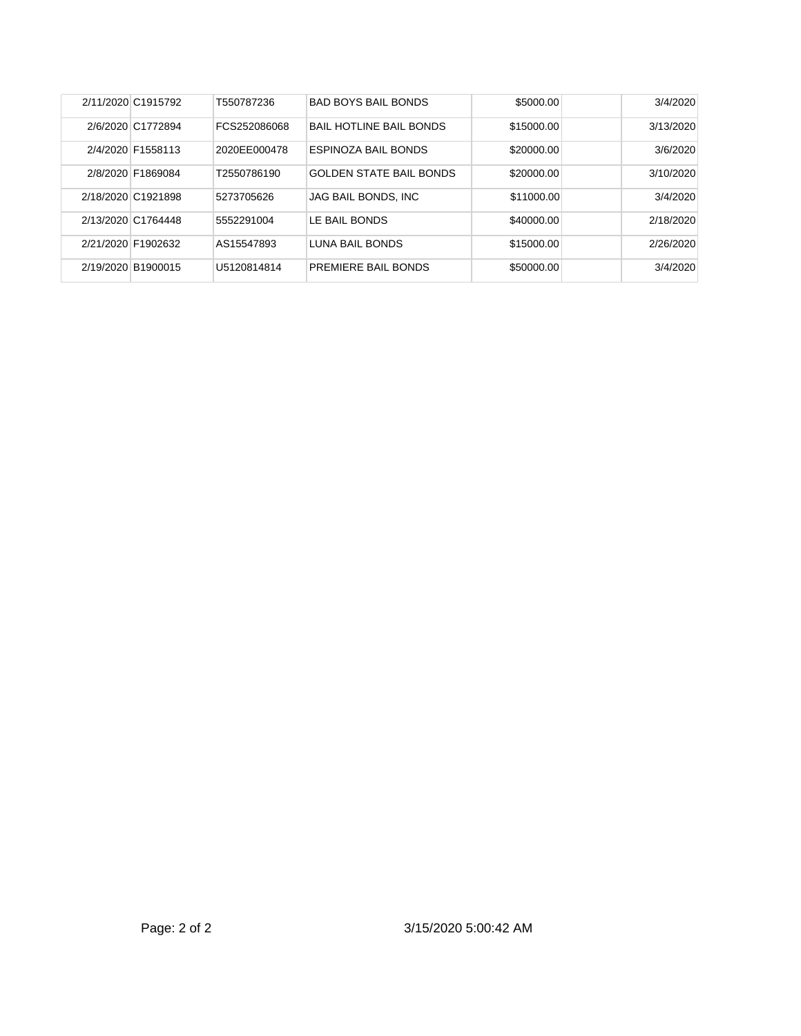| | | | | | | |
|---|---|---|---|---|---|---|
| 2/11/2020 | C1915792 | T550787236 | BAD BOYS BAIL BONDS | $5000.00 | | 3/4/2020 |
| 2/6/2020 | C1772894 | FCS252086068 | BAIL HOTLINE BAIL BONDS | $15000.00 | | 3/13/2020 |
| 2/4/2020 | F1558113 | 2020EE000478 | ESPINOZA BAIL BONDS | $20000.00 | | 3/6/2020 |
| 2/8/2020 | F1869084 | T2550786190 | GOLDEN STATE BAIL BONDS | $20000.00 | | 3/10/2020 |
| 2/18/2020 | C1921898 | 5273705626 | JAG BAIL BONDS, INC | $11000.00 | | 3/4/2020 |
| 2/13/2020 | C1764448 | 5552291004 | LE BAIL BONDS | $40000.00 | | 2/18/2020 |
| 2/21/2020 | F1902632 | AS15547893 | LUNA BAIL BONDS | $15000.00 | | 2/26/2020 |
| 2/19/2020 | B1900015 | U5120814814 | PREMIERE BAIL BONDS | $50000.00 | | 3/4/2020 |